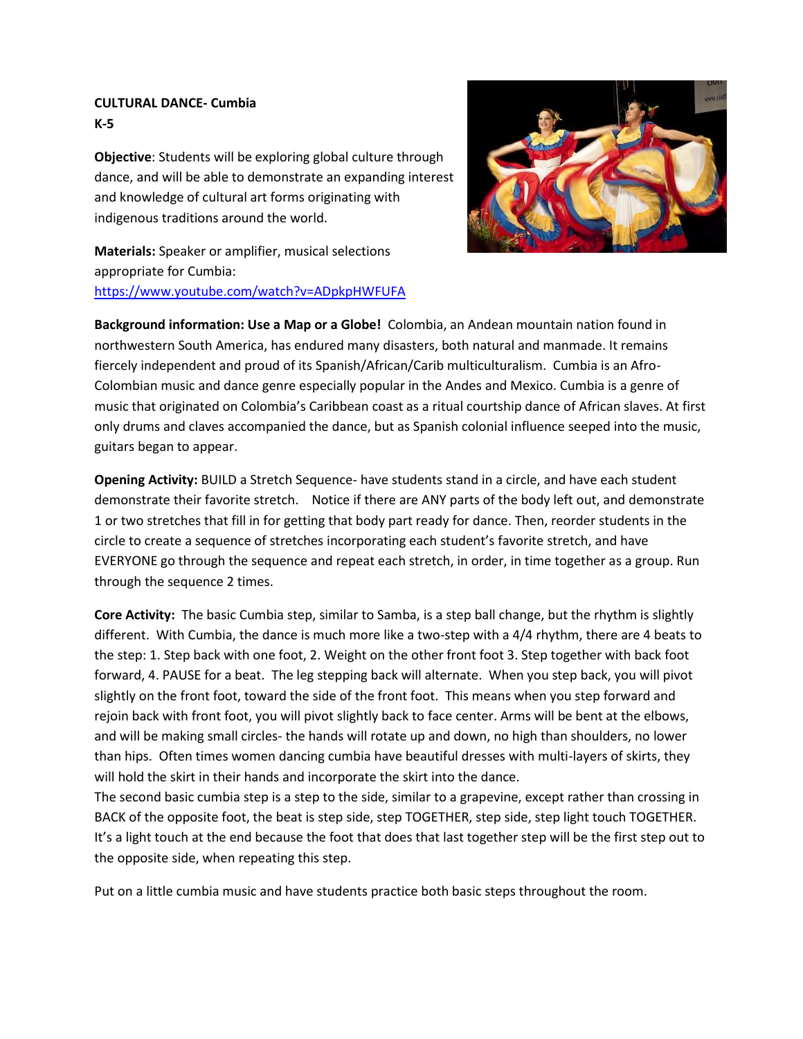**CULTURAL DANCE- Cumbia**
**K-5**

**Objective**: Students will be exploring global culture through dance, and will be able to demonstrate an expanding interest and knowledge of cultural art forms originating with indigenous traditions around the world.

**Materials:** Speaker or amplifier, musical selections appropriate for Cumbia: https://www.youtube.com/watch?v=ADpkpHWFUFA

**Background information: Use a Map or a Globe!** Colombia, an Andean mountain nation found in northwestern South America, has endured many disasters, both natural and manmade. It remains fiercely independent and proud of its Spanish/African/Carib multiculturalism. Cumbia is an Afro-Colombian music and dance genre especially popular in the Andes and Mexico. Cumbia is a genre of music that originated on Colombia's Caribbean coast as a ritual courtship dance of African slaves. At first only drums and claves accompanied the dance, but as Spanish colonial influence seeped into the music, guitars began to appear.

**Opening Activity:** BUILD a Stretch Sequence- have students stand in a circle, and have each student demonstrate their favorite stretch. Notice if there are ANY parts of the body left out, and demonstrate 1 or two stretches that fill in for getting that body part ready for dance. Then, reorder students in the circle to create a sequence of stretches incorporating each student's favorite stretch, and have EVERYONE go through the sequence and repeat each stretch, in order, in time together as a group. Run through the sequence 2 times.

**Core Activity:** The basic Cumbia step, similar to Samba, is a step ball change, but the rhythm is slightly different. With Cumbia, the dance is much more like a two-step with a 4/4 rhythm, there are 4 beats to the step: 1. Step back with one foot, 2. Weight on the other front foot 3. Step together with back foot forward, 4. PAUSE for a beat. The leg stepping back will alternate. When you step back, you will pivot slightly on the front foot, toward the side of the front foot. This means when you step forward and rejoin back with front foot, you will pivot slightly back to face center. Arms will be bent at the elbows, and will be making small circles- the hands will rotate up and down, no high than shoulders, no lower than hips. Often times women dancing cumbia have beautiful dresses with multi-layers of skirts, they will hold the skirt in their hands and incorporate the skirt into the dance.

The second basic cumbia step is a step to the side, similar to a grapevine, except rather than crossing in BACK of the opposite foot, the beat is step side, step TOGETHER, step side, step light touch TOGETHER. It's a light touch at the end because the foot that does that last together step will be the first step out to the opposite side, when repeating this step.

Put on a little cumbia music and have students practice both basic steps throughout the room.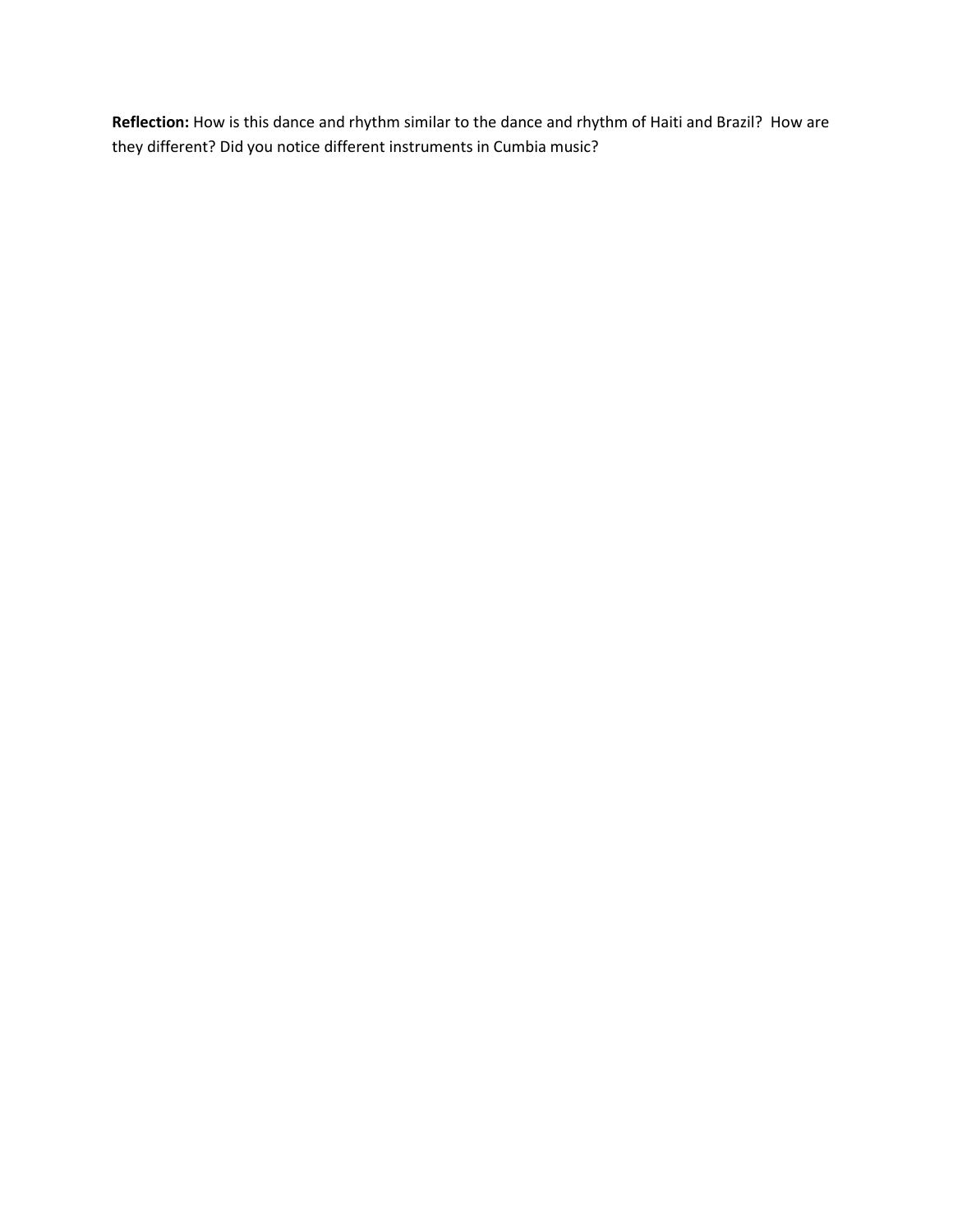**Reflection:** How is this dance and rhythm similar to the dance and rhythm of Haiti and Brazil? How are they different? Did you notice different instruments in Cumbia music?